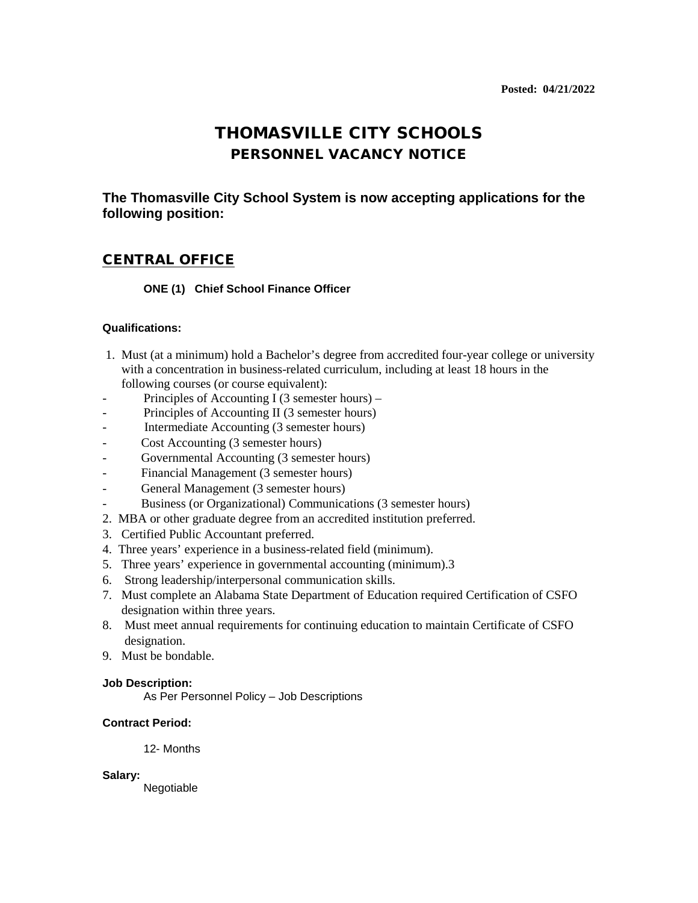**Posted: 04/21/2022**

# THOMASVILLE CITY SCHOOLS
## PERSONNEL VACANCY NOTICE

**The Thomasville City School System is now accepting applications for the following position:**

## CENTRAL OFFICE

**ONE (1) Chief School Finance Officer**

**Qualifications:**

1. Must (at a minimum) hold a Bachelor's degree from accredited four-year college or university with a concentration in business-related curriculum, including at least 18 hours in the following courses (or course equivalent):
   - Principles of Accounting I (3 semester hours) –
   - Principles of Accounting II (3 semester hours)
   - Intermediate Accounting (3 semester hours)
   - Cost Accounting (3 semester hours)
   - Governmental Accounting (3 semester hours)
   - Financial Management (3 semester hours)
   - General Management (3 semester hours)
   - Business (or Organizational) Communications (3 semester hours)
2. MBA or other graduate degree from an accredited institution preferred.
3. Certified Public Accountant preferred.
4. Three years' experience in a business-related field (minimum).
5. Three years' experience in governmental accounting (minimum).3
6. Strong leadership/interpersonal communication skills.
7. Must complete an Alabama State Department of Education required Certification of CSFO designation within three years.
8. Must meet annual requirements for continuing education to maintain Certificate of CSFO designation.
9. Must be bondable.

**Job Description:**

As Per Personnel Policy – Job Descriptions

**Contract Period:**

12- Months

**Salary:**

Negotiable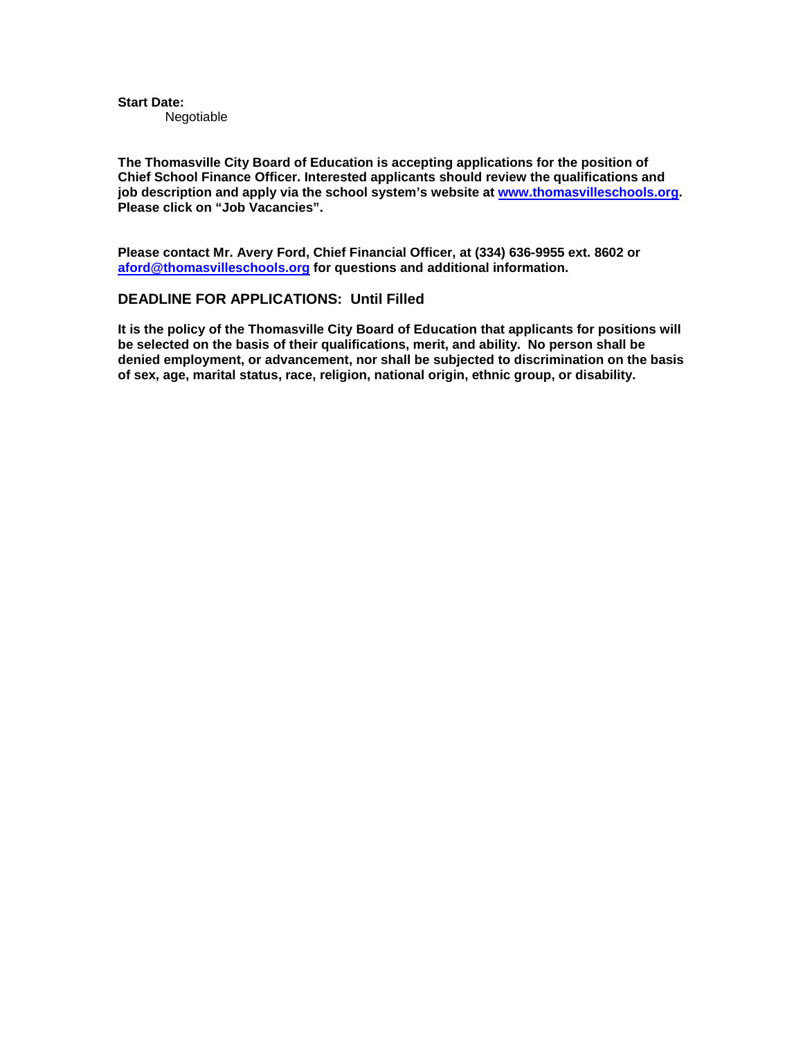**Start Date:**
Negotiable

**The Thomasville City Board of Education is accepting applications for the position of Chief School Finance Officer. Interested applicants should review the qualifications and job description and apply via the school system's website at [www.thomasvilleschools.org](http://www.thomasvilleschools.org). Please click on "Job Vacancies".**

**Please contact Mr. Avery Ford, Chief Financial Officer, at (334) 636-9955 ext. 8602 or [aford@thomasvilleschools.org](mailto:aford@thomasvilleschools.org) for questions and additional information.**

**DEADLINE FOR APPLICATIONS: Until Filled**

**It is the policy of the Thomasville City Board of Education that applicants for positions will be selected on the basis of their qualifications, merit, and ability. No person shall be denied employment, or advancement, nor shall be subjected to discrimination on the basis of sex, age, marital status, race, religion, national origin, ethnic group, or disability.**